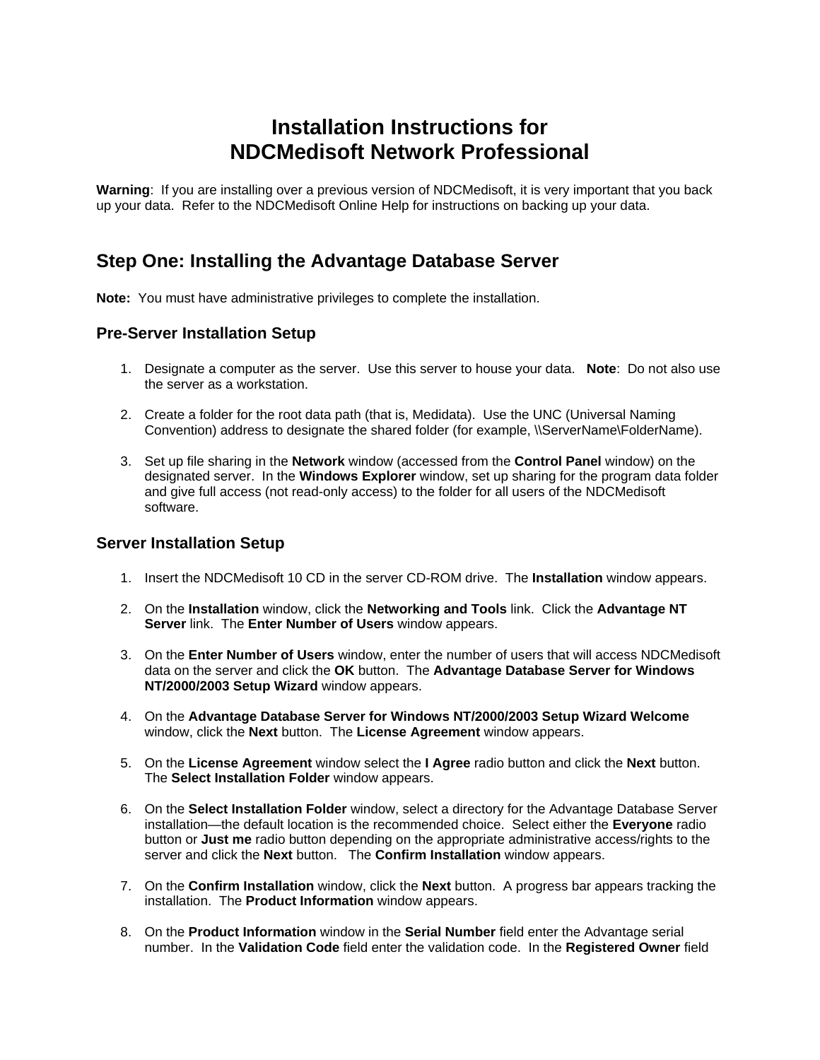# Installation Instructions for NDCMedisoft Network Professional

**Warning**: If you are installing over a previous version of NDCMedisoft, it is very important that you back up your data. Refer to the NDCMedisoft Online Help for instructions on backing up your data.

## Step One: Installing the Advantage Database Server

**Note:** You must have administrative privileges to complete the installation.

### Pre-Server Installation Setup

1. Designate a computer as the server. Use this server to house your data. **Note**: Do not also use the server as a workstation.

2. Create a folder for the root data path (that is, Medidata). Use the UNC (Universal Naming Convention) address to designate the shared folder (for example, \\ServerName\FolderName).

3. Set up file sharing in the **Network** window (accessed from the **Control Panel** window) on the designated server. In the **Windows Explorer** window, set up sharing for the program data folder and give full access (not read-only access) to the folder for all users of the NDCMedisoft software.

### Server Installation Setup

1. Insert the NDCMedisoft 10 CD in the server CD-ROM drive. The **Installation** window appears.

2. On the **Installation** window, click the **Networking and Tools** link. Click the **Advantage NT Server** link. The **Enter Number of Users** window appears.

3. On the **Enter Number of Users** window, enter the number of users that will access NDCMedisoft data on the server and click the **OK** button. The **Advantage Database Server for Windows NT/2000/2003 Setup Wizard** window appears.

4. On the **Advantage Database Server for Windows NT/2000/2003 Setup Wizard Welcome** window, click the **Next** button. The **License Agreement** window appears.

5. On the **License Agreement** window select the **I Agree** radio button and click the **Next** button. The **Select Installation Folder** window appears.

6. On the **Select Installation Folder** window, select a directory for the Advantage Database Server installation—the default location is the recommended choice. Select either the **Everyone** radio button or **Just me** radio button depending on the appropriate administrative access/rights to the server and click the **Next** button. The **Confirm Installation** window appears.

7. On the **Confirm Installation** window, click the **Next** button. A progress bar appears tracking the installation. The **Product Information** window appears.

8. On the **Product Information** window in the **Serial Number** field enter the Advantage serial number. In the **Validation Code** field enter the validation code. In the **Registered Owner** field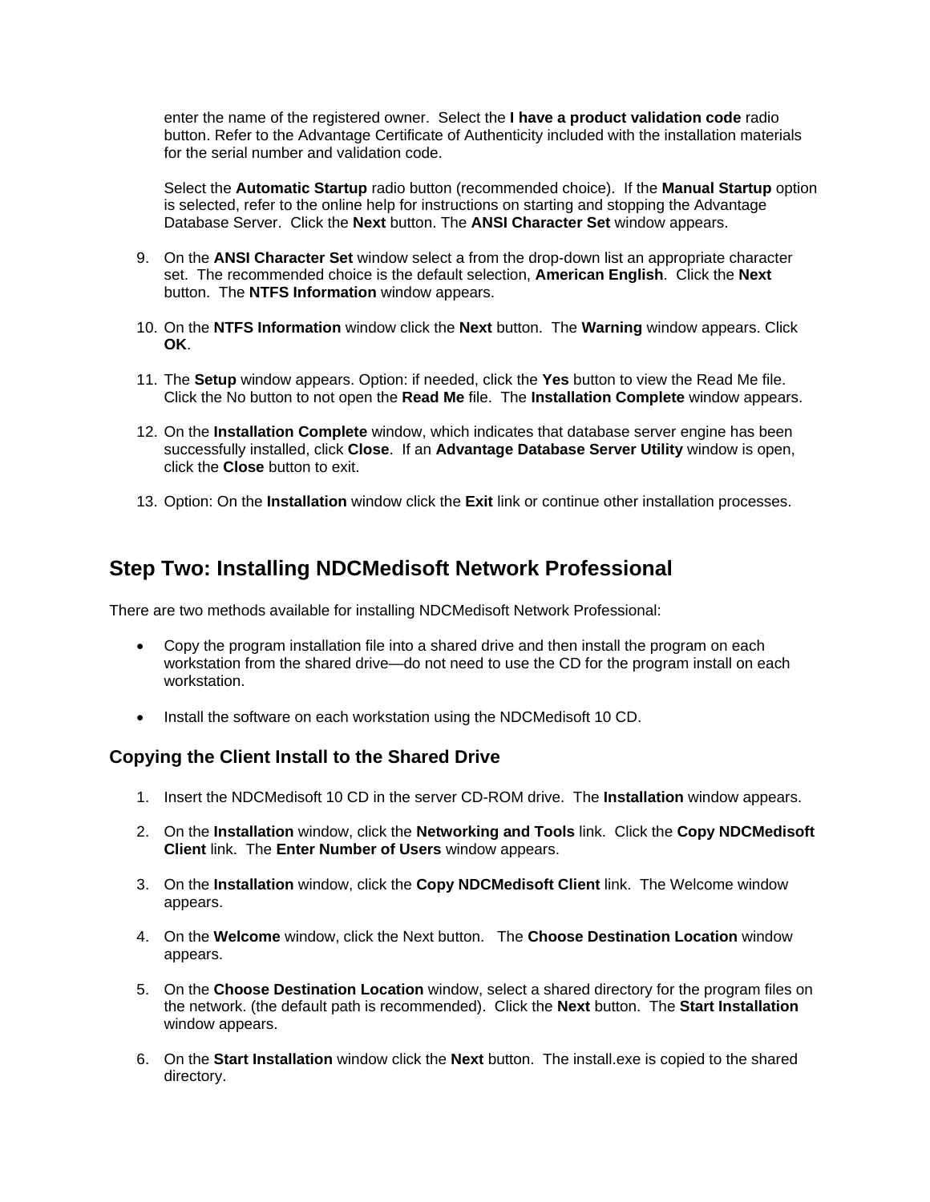enter the name of the registered owner.  Select the **I have a product validation code** radio button. Refer to the Advantage Certificate of Authenticity included with the installation materials for the serial number and validation code.

Select the **Automatic Startup** radio button (recommended choice).  If the **Manual Startup** option is selected, refer to the online help for instructions on starting and stopping the Advantage Database Server.  Click the **Next** button. The **ANSI Character Set** window appears.

9. On the **ANSI Character Set** window select a from the drop-down list an appropriate character set.  The recommended choice is the default selection, **American English**.  Click the **Next** button.  The **NTFS Information** window appears.

10. On the **NTFS Information** window click the **Next** button.  The **Warning** window appears. Click **OK**.

11. The **Setup** window appears. Option: if needed, click the **Yes** button to view the Read Me file.  Click the No button to not open the **Read Me** file.  The **Installation Complete** window appears.

12. On the **Installation Complete** window, which indicates that database server engine has been successfully installed, click **Close**.  If an **Advantage Database Server Utility** window is open, click the **Close** button to exit.

13. Option: On the **Installation** window click the **Exit** link or continue other installation processes.

## Step Two: Installing NDCMedisoft Network Professional

There are two methods available for installing NDCMedisoft Network Professional:

- Copy the program installation file into a shared drive and then install the program on each workstation from the shared drive—do not need to use the CD for the program install on each workstation.

- Install the software on each workstation using the NDCMedisoft 10 CD.

### Copying the Client Install to the Shared Drive

1. Insert the NDCMedisoft 10 CD in the server CD-ROM drive.  The **Installation** window appears.

2. On the **Installation** window, click the **Networking and Tools** link.  Click the **Copy NDCMedisoft Client** link.  The **Enter Number of Users** window appears.

3. On the **Installation** window, click the **Copy NDCMedisoft Client** link.  The Welcome window appears.

4. On the **Welcome** window, click the Next button.   The **Choose Destination Location** window appears.

5. On the **Choose Destination Location** window, select a shared directory for the program files on the network. (the default path is recommended).  Click the **Next** button.  The **Start Installation** window appears.

6. On the **Start Installation** window click the **Next** button.  The install.exe is copied to the shared directory.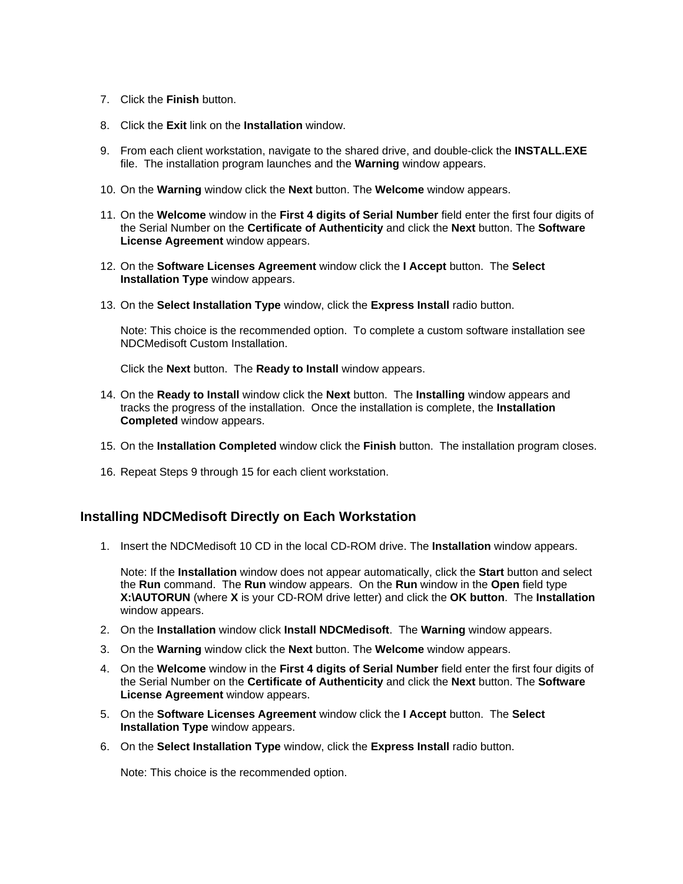7. Click the **Finish** button.

8. Click the **Exit** link on the **Installation** window.

9. From each client workstation, navigate to the shared drive, and double-click the **INSTALL.EXE** file. The installation program launches and the **Warning** window appears.

10. On the **Warning** window click the **Next** button. The **Welcome** window appears.

11. On the **Welcome** window in the **First 4 digits of Serial Number** field enter the first four digits of the Serial Number on the **Certificate of Authenticity** and click the **Next** button. The **Software License Agreement** window appears.

12. On the **Software Licenses Agreement** window click the **I Accept** button. The **Select Installation Type** window appears.

13. On the **Select Installation Type** window, click the **Express Install** radio button.

    Note: This choice is the recommended option. To complete a custom software installation see NDCMedisoft Custom Installation.

    Click the **Next** button. The **Ready to Install** window appears.

14. On the **Ready to Install** window click the **Next** button. The **Installing** window appears and tracks the progress of the installation. Once the installation is complete, the **Installation Completed** window appears.

15. On the **Installation Completed** window click the **Finish** button. The installation program closes.

16. Repeat Steps 9 through 15 for each client workstation.

## Installing NDCMedisoft Directly on Each Workstation

1. Insert the NDCMedisoft 10 CD in the local CD-ROM drive. The **Installation** window appears.

   Note: If the **Installation** window does not appear automatically, click the **Start** button and select the **Run** command. The **Run** window appears. On the **Run** window in the **Open** field type **X:\AUTORUN** (where **X** is your CD-ROM drive letter) and click the **OK button**. The **Installation** window appears.

2. On the **Installation** window click **Install NDCMedisoft**. The **Warning** window appears.
3. On the **Warning** window click the **Next** button. The **Welcome** window appears.
4. On the **Welcome** window in the **First 4 digits of Serial Number** field enter the first four digits of the Serial Number on the **Certificate of Authenticity** and click the **Next** button. The **Software License Agreement** window appears.
5. On the **Software Licenses Agreement** window click the **I Accept** button. The **Select Installation Type** window appears.
6. On the **Select Installation Type** window, click the **Express Install** radio button.

   Note: This choice is the recommended option.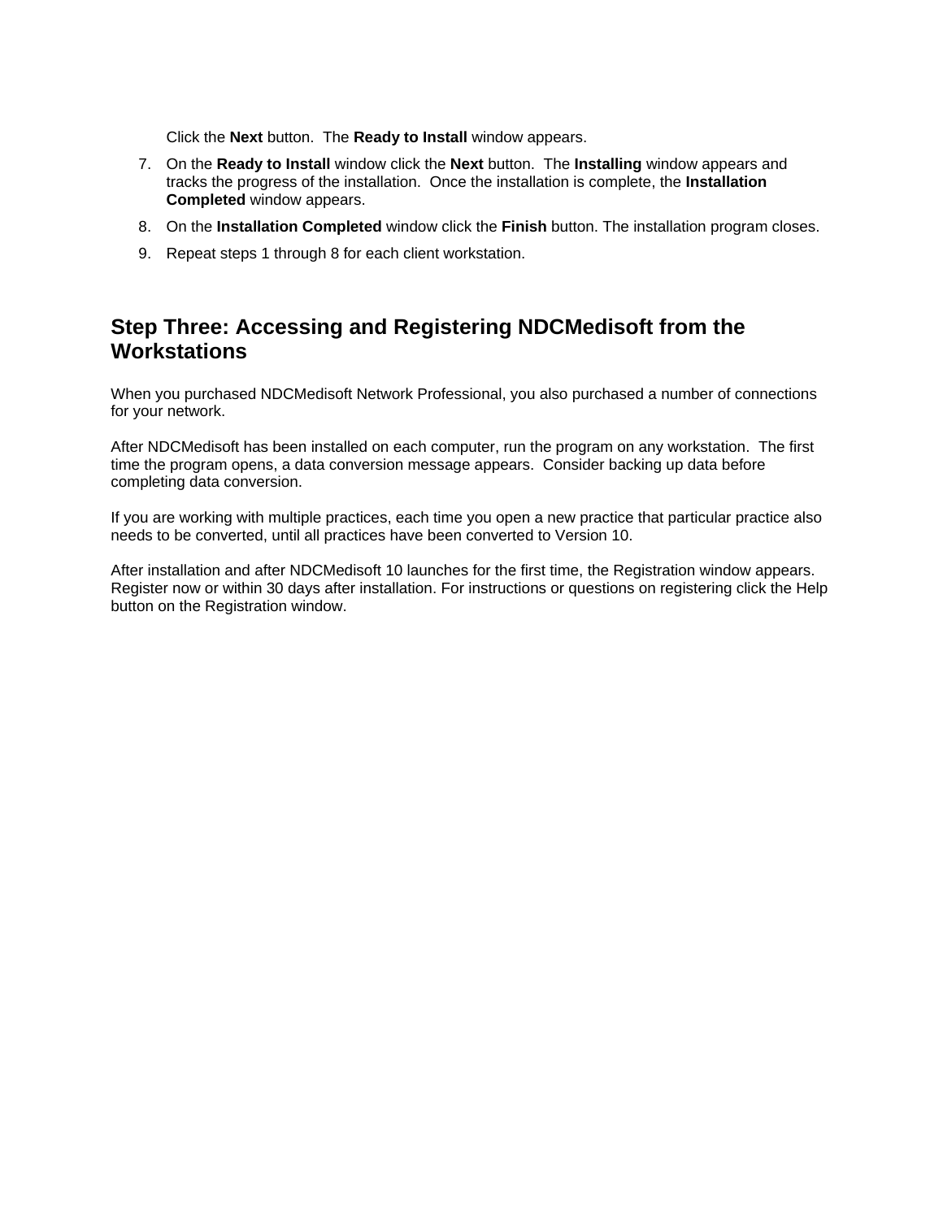Click the **Next** button.  The **Ready to Install** window appears.

7. On the **Ready to Install** window click the **Next** button.  The **Installing** window appears and tracks the progress of the installation.  Once the installation is complete, the **Installation Completed** window appears.
8. On the **Installation Completed** window click the **Finish** button. The installation program closes.
9. Repeat steps 1 through 8 for each client workstation.

## Step Three: Accessing and Registering NDCMedisoft from the Workstations

When you purchased NDCMedisoft Network Professional, you also purchased a number of connections for your network.

After NDCMedisoft has been installed on each computer, run the program on any workstation.  The first time the program opens, a data conversion message appears.  Consider backing up data before completing data conversion.

If you are working with multiple practices, each time you open a new practice that particular practice also needs to be converted, until all practices have been converted to Version 10.

After installation and after NDCMedisoft 10 launches for the first time, the Registration window appears. Register now or within 30 days after installation. For instructions or questions on registering click the Help button on the Registration window.